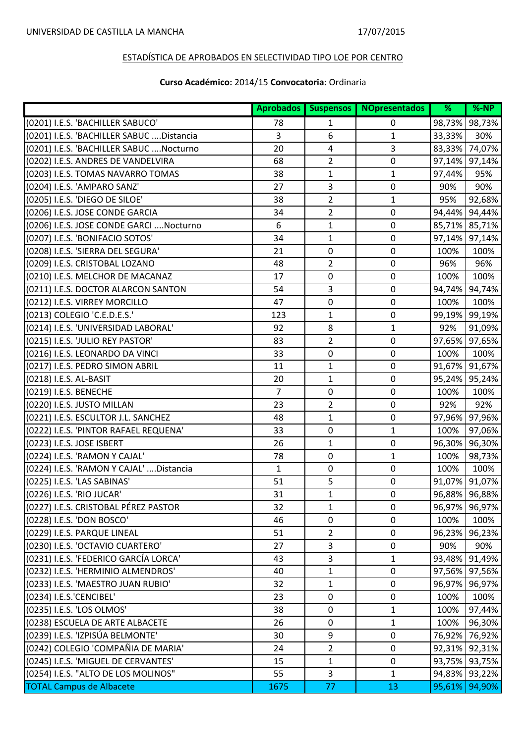UNIVERSIDAD DE CASTILLA LA MANCHA 17/07/2015

ESTADÍSTICA DE APROBADOS EN SELECTIVIDAD TIPO LOE POR CENTRO

**Curso Académico:** 2014/15 **Convocatoria:** Ordinaria

| | Aprobados | Suspensos | NOpresentados | % | %-NP |
|---|---|---|---|---|---|
| (0201) I.E.S. 'BACHILLER SABUCO' | 78 | 1 | 0 | 98,73% | 98,73% |
| (0201) I.E.S. 'BACHILLER SABUC ....Distancia | 3 | 6 | 1 | 33,33% | 30% |
| (0201) I.E.S. 'BACHILLER SABUC ....Nocturno | 20 | 4 | 3 | 83,33% | 74,07% |
| (0202) I.E.S. ANDRES DE VANDELVIRA | 68 | 2 | 0 | 97,14% | 97,14% |
| (0203) I.E.S. TOMAS NAVARRO TOMAS | 38 | 1 | 1 | 97,44% | 95% |
| (0204) I.E.S. 'AMPARO SANZ' | 27 | 3 | 0 | 90% | 90% |
| (0205) I.E.S. 'DIEGO DE SILOE' | 38 | 2 | 1 | 95% | 92,68% |
| (0206) I.E.S. JOSE CONDE GARCIA | 34 | 2 | 0 | 94,44% | 94,44% |
| (0206) I.E.S. JOSE CONDE GARCI ....Nocturno | 6 | 1 | 0 | 85,71% | 85,71% |
| (0207) I.E.S. 'BONIFACIO SOTOS' | 34 | 1 | 0 | 97,14% | 97,14% |
| (0208) I.E.S. 'SIERRA DEL SEGURA' | 21 | 0 | 0 | 100% | 100% |
| (0209) I.E.S. CRISTOBAL LOZANO | 48 | 2 | 0 | 96% | 96% |
| (0210) I.E.S. MELCHOR DE MACANAZ | 17 | 0 | 0 | 100% | 100% |
| (0211) I.E.S. DOCTOR ALARCON SANTON | 54 | 3 | 0 | 94,74% | 94,74% |
| (0212) I.E.S. VIRREY MORCILLO | 47 | 0 | 0 | 100% | 100% |
| (0213) COLEGIO 'C.E.D.E.S.' | 123 | 1 | 0 | 99,19% | 99,19% |
| (0214) I.E.S. 'UNIVERSIDAD LABORAL' | 92 | 8 | 1 | 92% | 91,09% |
| (0215) I.E.S. 'JULIO REY PASTOR' | 83 | 2 | 0 | 97,65% | 97,65% |
| (0216) I.E.S. LEONARDO DA VINCI | 33 | 0 | 0 | 100% | 100% |
| (0217) I.E.S. PEDRO SIMON ABRIL | 11 | 1 | 0 | 91,67% | 91,67% |
| (0218) I.E.S. AL-BASIT | 20 | 1 | 0 | 95,24% | 95,24% |
| (0219) I.E.S. BENECHE | 7 | 0 | 0 | 100% | 100% |
| (0220) I.E.S. JUSTO MILLAN | 23 | 2 | 0 | 92% | 92% |
| (0221) I.E.S. ESCULTOR J.L. SANCHEZ | 48 | 1 | 0 | 97,96% | 97,96% |
| (0222) I.E.S. 'PINTOR RAFAEL REQUENA' | 33 | 0 | 1 | 100% | 97,06% |
| (0223) I.E.S. JOSE ISBERT | 26 | 1 | 0 | 96,30% | 96,30% |
| (0224) I.E.S. 'RAMON Y CAJAL' | 78 | 0 | 1 | 100% | 98,73% |
| (0224) I.E.S. 'RAMON Y CAJAL' ....Distancia | 1 | 0 | 0 | 100% | 100% |
| (0225) I.E.S. 'LAS SABINAS' | 51 | 5 | 0 | 91,07% | 91,07% |
| (0226) I.E.S. 'RIO JUCAR' | 31 | 1 | 0 | 96,88% | 96,88% |
| (0227) I.E.S. CRISTOBAL PÉREZ PASTOR | 32 | 1 | 0 | 96,97% | 96,97% |
| (0228) I.E.S. 'DON BOSCO' | 46 | 0 | 0 | 100% | 100% |
| (0229) I.E.S. PARQUE LINEAL | 51 | 2 | 0 | 96,23% | 96,23% |
| (0230) I.E.S. 'OCTAVIO CUARTERO' | 27 | 3 | 0 | 90% | 90% |
| (0231) I.E.S. 'FEDERICO GARCÍA LORCA' | 43 | 3 | 1 | 93,48% | 91,49% |
| (0232) I.E.S. 'HERMINIO ALMENDROS' | 40 | 1 | 0 | 97,56% | 97,56% |
| (0233) I.E.S. 'MAESTRO JUAN RUBIO' | 32 | 1 | 0 | 96,97% | 96,97% |
| (0234) I.E.S.'CENCIBEL' | 23 | 0 | 0 | 100% | 100% |
| (0235) I.E.S. 'LOS OLMOS' | 38 | 0 | 1 | 100% | 97,44% |
| (0238) ESCUELA DE ARTE ALBACETE | 26 | 0 | 1 | 100% | 96,30% |
| (0239) I.E.S. 'IZPISÚA BELMONTE' | 30 | 9 | 0 | 76,92% | 76,92% |
| (0242) COLEGIO 'COMPAÑIA DE MARIA' | 24 | 2 | 0 | 92,31% | 92,31% |
| (0245) I.E.S. 'MIGUEL DE CERVANTES' | 15 | 1 | 0 | 93,75% | 93,75% |
| (0254) I.E.S. "ALTO DE LOS MOLINOS" | 55 | 3 | 1 | 94,83% | 93,22% |
| TOTAL Campus de Albacete | 1675 | 77 | 13 | 95,61% | 94,90% |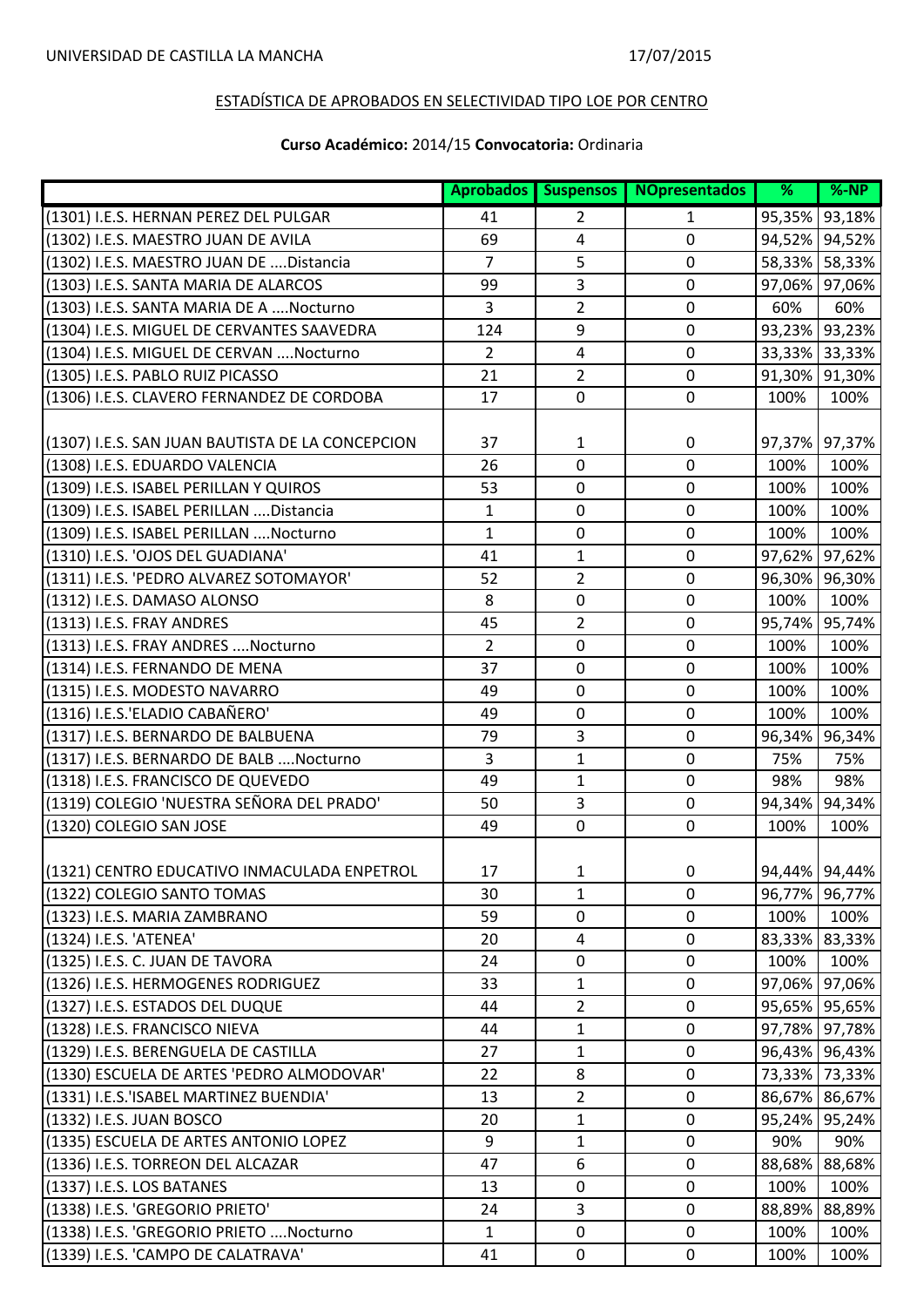UNIVERSIDAD DE CASTILLA LA MANCHA 17/07/2015

ESTADÍSTICA DE APROBADOS EN SELECTIVIDAD TIPO LOE POR CENTRO

**Curso Académico:** 2014/15 **Convocatoria:** Ordinaria

| | Aprobados | Suspensos | NOpresentados | % | %-NP |
|---|---|---|---|---|---|
| (1301) I.E.S. HERNAN PEREZ DEL PULGAR | 41 | 2 | 1 | 95,35% | 93,18% |
| (1302) I.E.S. MAESTRO JUAN DE AVILA | 69 | 4 | 0 | 94,52% | 94,52% |
| (1302) I.E.S. MAESTRO JUAN DE ....Distancia | 7 | 5 | 0 | 58,33% | 58,33% |
| (1303) I.E.S. SANTA MARIA DE ALARCOS | 99 | 3 | 0 | 97,06% | 97,06% |
| (1303) I.E.S. SANTA MARIA DE A ....Nocturno | 3 | 2 | 0 | 60% | 60% |
| (1304) I.E.S. MIGUEL DE CERVANTES SAAVEDRA | 124 | 9 | 0 | 93,23% | 93,23% |
| (1304) I.E.S. MIGUEL DE CERVAN ....Nocturno | 2 | 4 | 0 | 33,33% | 33,33% |
| (1305) I.E.S. PABLO RUIZ PICASSO | 21 | 2 | 0 | 91,30% | 91,30% |
| (1306) I.E.S. CLAVERO FERNANDEZ DE CORDOBA | 17 | 0 | 0 | 100% | 100% |
| (1307) I.E.S. SAN JUAN BAUTISTA DE LA CONCEPCION | 37 | 1 | 0 | 97,37% | 97,37% |
| (1308) I.E.S. EDUARDO VALENCIA | 26 | 0 | 0 | 100% | 100% |
| (1309) I.E.S. ISABEL PERILLAN Y QUIROS | 53 | 0 | 0 | 100% | 100% |
| (1309) I.E.S. ISABEL PERILLAN ....Distancia | 1 | 0 | 0 | 100% | 100% |
| (1309) I.E.S. ISABEL PERILLAN ....Nocturno | 1 | 0 | 0 | 100% | 100% |
| (1310) I.E.S. 'OJOS DEL GUADIANA' | 41 | 1 | 0 | 97,62% | 97,62% |
| (1311) I.E.S. 'PEDRO ALVAREZ SOTOMAYOR' | 52 | 2 | 0 | 96,30% | 96,30% |
| (1312) I.E.S. DAMASO ALONSO | 8 | 0 | 0 | 100% | 100% |
| (1313) I.E.S. FRAY ANDRES | 45 | 2 | 0 | 95,74% | 95,74% |
| (1313) I.E.S. FRAY ANDRES ....Nocturno | 2 | 0 | 0 | 100% | 100% |
| (1314) I.E.S. FERNANDO DE MENA | 37 | 0 | 0 | 100% | 100% |
| (1315) I.E.S. MODESTO NAVARRO | 49 | 0 | 0 | 100% | 100% |
| (1316) I.E.S.'ELADIO CABAÑERO' | 49 | 0 | 0 | 100% | 100% |
| (1317) I.E.S. BERNARDO DE BALBUENA | 79 | 3 | 0 | 96,34% | 96,34% |
| (1317) I.E.S. BERNARDO DE BALB ....Nocturno | 3 | 1 | 0 | 75% | 75% |
| (1318) I.E.S. FRANCISCO DE QUEVEDO | 49 | 1 | 0 | 98% | 98% |
| (1319) COLEGIO 'NUESTRA SEÑORA DEL PRADO' | 50 | 3 | 0 | 94,34% | 94,34% |
| (1320) COLEGIO SAN JOSE | 49 | 0 | 0 | 100% | 100% |
| (1321) CENTRO EDUCATIVO INMACULADA ENPETROL | 17 | 1 | 0 | 94,44% | 94,44% |
| (1322) COLEGIO SANTO TOMAS | 30 | 1 | 0 | 96,77% | 96,77% |
| (1323) I.E.S. MARIA ZAMBRANO | 59 | 0 | 0 | 100% | 100% |
| (1324) I.E.S. 'ATENEA' | 20 | 4 | 0 | 83,33% | 83,33% |
| (1325) I.E.S. C. JUAN DE TAVORA | 24 | 0 | 0 | 100% | 100% |
| (1326) I.E.S. HERMOGENES RODRIGUEZ | 33 | 1 | 0 | 97,06% | 97,06% |
| (1327) I.E.S. ESTADOS DEL DUQUE | 44 | 2 | 0 | 95,65% | 95,65% |
| (1328) I.E.S. FRANCISCO NIEVA | 44 | 1 | 0 | 97,78% | 97,78% |
| (1329) I.E.S. BERENGUELA DE CASTILLA | 27 | 1 | 0 | 96,43% | 96,43% |
| (1330) ESCUELA DE ARTES 'PEDRO ALMODOVAR' | 22 | 8 | 0 | 73,33% | 73,33% |
| (1331) I.E.S.'ISABEL MARTINEZ BUENDIA' | 13 | 2 | 0 | 86,67% | 86,67% |
| (1332) I.E.S. JUAN BOSCO | 20 | 1 | 0 | 95,24% | 95,24% |
| (1335) ESCUELA DE ARTES ANTONIO LOPEZ | 9 | 1 | 0 | 90% | 90% |
| (1336) I.E.S. TORREON DEL ALCAZAR | 47 | 6 | 0 | 88,68% | 88,68% |
| (1337) I.E.S. LOS BATANES | 13 | 0 | 0 | 100% | 100% |
| (1338) I.E.S. 'GREGORIO PRIETO' | 24 | 3 | 0 | 88,89% | 88,89% |
| (1338) I.E.S. 'GREGORIO PRIETO ....Nocturno | 1 | 0 | 0 | 100% | 100% |
| (1339) I.E.S. 'CAMPO DE CALATRAVA' | 41 | 0 | 0 | 100% | 100% |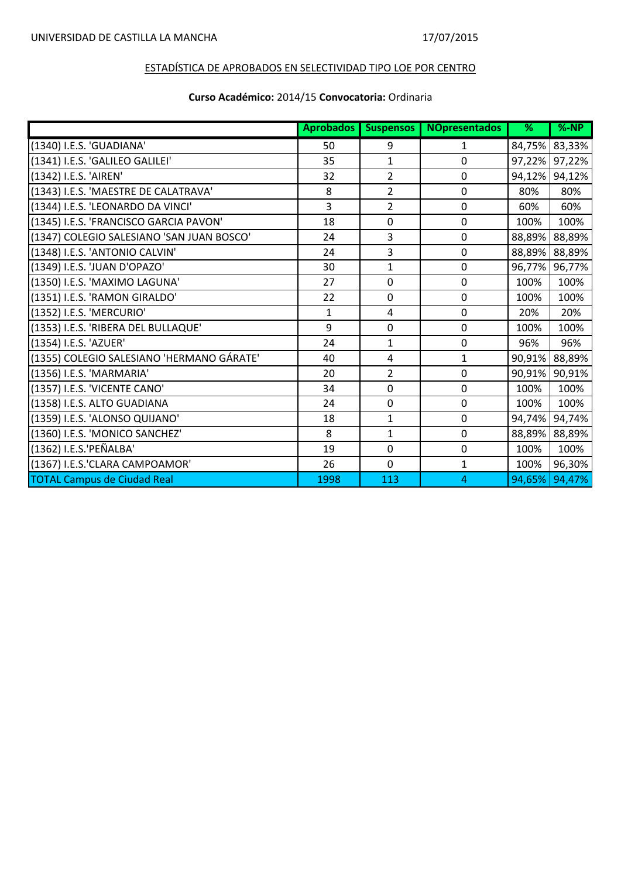UNIVERSIDAD DE CASTILLA LA MANCHA 17/07/2015

ESTADÍSTICA DE APROBADOS EN SELECTIVIDAD TIPO LOE POR CENTRO

**Curso Académico:** 2014/15 **Convocatoria:** Ordinaria

| | Aprobados | Suspensos | NOpresentados | % | %-NP |
|---|---|---|---|---|---|
| (1340) I.E.S. 'GUADIANA' | 50 | 9 | 1 | 84,75% | 83,33% |
| (1341) I.E.S. 'GALILEO GALILEI' | 35 | 1 | 0 | 97,22% | 97,22% |
| (1342) I.E.S. 'AIREN' | 32 | 2 | 0 | 94,12% | 94,12% |
| (1343) I.E.S. 'MAESTRE DE CALATRAVA' | 8 | 2 | 0 | 80% | 80% |
| (1344) I.E.S. 'LEONARDO DA VINCI' | 3 | 2 | 0 | 60% | 60% |
| (1345) I.E.S. 'FRANCISCO GARCIA PAVON' | 18 | 0 | 0 | 100% | 100% |
| (1347) COLEGIO SALESIANO 'SAN JUAN BOSCO' | 24 | 3 | 0 | 88,89% | 88,89% |
| (1348) I.E.S. 'ANTONIO CALVIN' | 24 | 3 | 0 | 88,89% | 88,89% |
| (1349) I.E.S. 'JUAN D'OPAZO' | 30 | 1 | 0 | 96,77% | 96,77% |
| (1350) I.E.S. 'MAXIMO LAGUNA' | 27 | 0 | 0 | 100% | 100% |
| (1351) I.E.S. 'RAMON GIRALDO' | 22 | 0 | 0 | 100% | 100% |
| (1352) I.E.S. 'MERCURIO' | 1 | 4 | 0 | 20% | 20% |
| (1353) I.E.S. 'RIBERA DEL BULLAQUE' | 9 | 0 | 0 | 100% | 100% |
| (1354) I.E.S. 'AZUER' | 24 | 1 | 0 | 96% | 96% |
| (1355) COLEGIO SALESIANO 'HERMANO GÁRATE' | 40 | 4 | 1 | 90,91% | 88,89% |
| (1356) I.E.S. 'MARMARIA' | 20 | 2 | 0 | 90,91% | 90,91% |
| (1357) I.E.S. 'VICENTE CANO' | 34 | 0 | 0 | 100% | 100% |
| (1358) I.E.S. ALTO GUADIANA | 24 | 0 | 0 | 100% | 100% |
| (1359) I.E.S. 'ALONSO QUIJANO' | 18 | 1 | 0 | 94,74% | 94,74% |
| (1360) I.E.S. 'MONICO SANCHEZ' | 8 | 1 | 0 | 88,89% | 88,89% |
| (1362) I.E.S.'PEÑALBA' | 19 | 0 | 0 | 100% | 100% |
| (1367) I.E.S.'CLARA CAMPOAMOR' | 26 | 0 | 1 | 100% | 96,30% |
| TOTAL Campus de Ciudad Real | 1998 | 113 | 4 | 94,65% | 94,47% |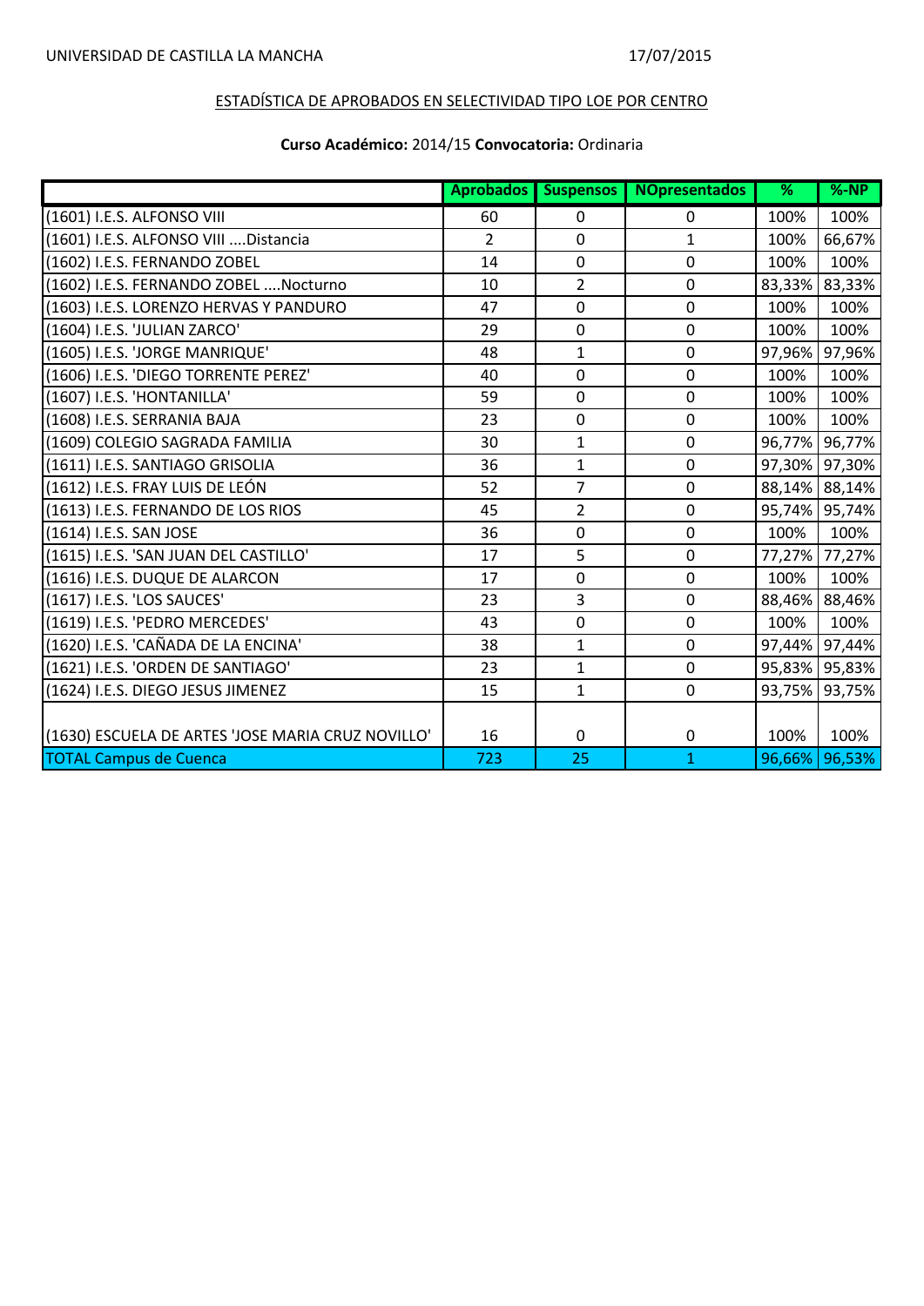UNIVERSIDAD DE CASTILLA LA MANCHA 17/07/2015

ESTADÍSTICA DE APROBADOS EN SELECTIVIDAD TIPO LOE POR CENTRO

**Curso Académico:** 2014/15 **Convocatoria:** Ordinaria

| | Aprobados | Suspensos | NOpresentados | % | %-NP |
|---|---|---|---|---|---|
| (1601) I.E.S. ALFONSO VIII | 60 | 0 | 0 | 100% | 100% |
| (1601) I.E.S. ALFONSO VIII ....Distancia | 2 | 0 | 1 | 100% | 66,67% |
| (1602) I.E.S. FERNANDO ZOBEL | 14 | 0 | 0 | 100% | 100% |
| (1602) I.E.S. FERNANDO ZOBEL ....Nocturno | 10 | 2 | 0 | 83,33% | 83,33% |
| (1603) I.E.S. LORENZO HERVAS Y PANDURO | 47 | 0 | 0 | 100% | 100% |
| (1604) I.E.S. 'JULIAN ZARCO' | 29 | 0 | 0 | 100% | 100% |
| (1605) I.E.S. 'JORGE MANRIQUE' | 48 | 1 | 0 | 97,96% | 97,96% |
| (1606) I.E.S. 'DIEGO TORRENTE PEREZ' | 40 | 0 | 0 | 100% | 100% |
| (1607) I.E.S. 'HONTANILLA' | 59 | 0 | 0 | 100% | 100% |
| (1608) I.E.S. SERRANIA BAJA | 23 | 0 | 0 | 100% | 100% |
| (1609) COLEGIO SAGRADA FAMILIA | 30 | 1 | 0 | 96,77% | 96,77% |
| (1611) I.E.S. SANTIAGO GRISOLIA | 36 | 1 | 0 | 97,30% | 97,30% |
| (1612) I.E.S. FRAY LUIS DE LEÓN | 52 | 7 | 0 | 88,14% | 88,14% |
| (1613) I.E.S. FERNANDO DE LOS RIOS | 45 | 2 | 0 | 95,74% | 95,74% |
| (1614) I.E.S. SAN JOSE | 36 | 0 | 0 | 100% | 100% |
| (1615) I.E.S. 'SAN JUAN DEL CASTILLO' | 17 | 5 | 0 | 77,27% | 77,27% |
| (1616) I.E.S. DUQUE DE ALARCON | 17 | 0 | 0 | 100% | 100% |
| (1617) I.E.S. 'LOS SAUCES' | 23 | 3 | 0 | 88,46% | 88,46% |
| (1619) I.E.S. 'PEDRO MERCEDES' | 43 | 0 | 0 | 100% | 100% |
| (1620) I.E.S. 'CAÑADA DE LA ENCINA' | 38 | 1 | 0 | 97,44% | 97,44% |
| (1621) I.E.S. 'ORDEN DE SANTIAGO' | 23 | 1 | 0 | 95,83% | 95,83% |
| (1624) I.E.S. DIEGO JESUS JIMENEZ | 15 | 1 | 0 | 93,75% | 93,75% |
| (1630) ESCUELA DE ARTES 'JOSE MARIA CRUZ NOVILLO' | 16 | 0 | 0 | 100% | 100% |
| TOTAL Campus de Cuenca | 723 | 25 | 1 | 96,66% | 96,53% |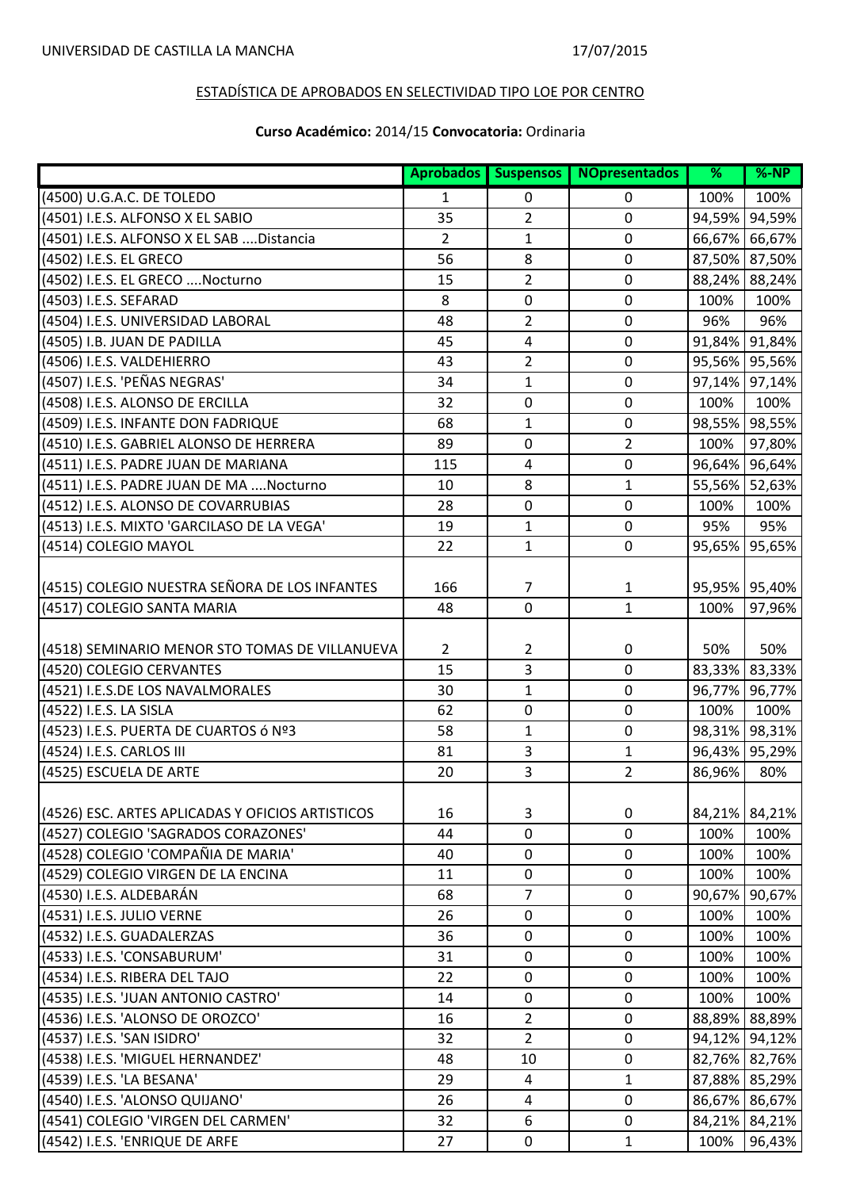UNIVERSIDAD DE CASTILLA LA MANCHA 17/07/2015

ESTADÍSTICA DE APROBADOS EN SELECTIVIDAD TIPO LOE POR CENTRO

**Curso Académico:** 2014/15 **Convocatoria:** Ordinaria

| | Aprobados | Suspensos | NOpresentados | % | %-NP |
|---|---|---|---|---|---|
| (4500) U.G.A.C. DE TOLEDO | 1 | 0 | 0 | 100% | 100% |
| (4501) I.E.S. ALFONSO X EL SABIO | 35 | 2 | 0 | 94,59% | 94,59% |
| (4501) I.E.S. ALFONSO X EL SAB ....Distancia | 2 | 1 | 0 | 66,67% | 66,67% |
| (4502) I.E.S. EL GRECO | 56 | 8 | 0 | 87,50% | 87,50% |
| (4502) I.E.S. EL GRECO ....Nocturno | 15 | 2 | 0 | 88,24% | 88,24% |
| (4503) I.E.S. SEFARAD | 8 | 0 | 0 | 100% | 100% |
| (4504) I.E.S. UNIVERSIDAD LABORAL | 48 | 2 | 0 | 96% | 96% |
| (4505) I.B. JUAN DE PADILLA | 45 | 4 | 0 | 91,84% | 91,84% |
| (4506) I.E.S. VALDEHIERRO | 43 | 2 | 0 | 95,56% | 95,56% |
| (4507) I.E.S. 'PEÑAS NEGRAS' | 34 | 1 | 0 | 97,14% | 97,14% |
| (4508) I.E.S. ALONSO DE ERCILLA | 32 | 0 | 0 | 100% | 100% |
| (4509) I.E.S. INFANTE DON FADRIQUE | 68 | 1 | 0 | 98,55% | 98,55% |
| (4510) I.E.S. GABRIEL ALONSO DE HERRERA | 89 | 0 | 2 | 100% | 97,80% |
| (4511) I.E.S. PADRE JUAN DE MARIANA | 115 | 4 | 0 | 96,64% | 96,64% |
| (4511) I.E.S. PADRE JUAN DE MA ....Nocturno | 10 | 8 | 1 | 55,56% | 52,63% |
| (4512) I.E.S. ALONSO DE COVARRUBIAS | 28 | 0 | 0 | 100% | 100% |
| (4513) I.E.S. MIXTO 'GARCILASO DE LA VEGA' | 19 | 1 | 0 | 95% | 95% |
| (4514) COLEGIO MAYOL | 22 | 1 | 0 | 95,65% | 95,65% |
| (4515) COLEGIO NUESTRA SEÑORA DE LOS INFANTES | 166 | 7 | 1 | 95,95% | 95,40% |
| (4517) COLEGIO SANTA MARIA | 48 | 0 | 1 | 100% | 97,96% |
| (4518) SEMINARIO MENOR STO TOMAS DE VILLANUEVA | 2 | 2 | 0 | 50% | 50% |
| (4520) COLEGIO CERVANTES | 15 | 3 | 0 | 83,33% | 83,33% |
| (4521) I.E.S.DE LOS NAVALMORALES | 30 | 1 | 0 | 96,77% | 96,77% |
| (4522) I.E.S. LA SISLA | 62 | 0 | 0 | 100% | 100% |
| (4523) I.E.S. PUERTA DE CUARTOS ó Nº3 | 58 | 1 | 0 | 98,31% | 98,31% |
| (4524) I.E.S. CARLOS III | 81 | 3 | 1 | 96,43% | 95,29% |
| (4525) ESCUELA DE ARTE | 20 | 3 | 2 | 86,96% | 80% |
| (4526) ESC. ARTES APLICADAS Y OFICIOS ARTISTICOS | 16 | 3 | 0 | 84,21% | 84,21% |
| (4527) COLEGIO 'SAGRADOS CORAZONES' | 44 | 0 | 0 | 100% | 100% |
| (4528) COLEGIO 'COMPAÑIA DE MARIA' | 40 | 0 | 0 | 100% | 100% |
| (4529) COLEGIO VIRGEN DE LA ENCINA | 11 | 0 | 0 | 100% | 100% |
| (4530) I.E.S. ALDEBARÁN | 68 | 7 | 0 | 90,67% | 90,67% |
| (4531) I.E.S. JULIO VERNE | 26 | 0 | 0 | 100% | 100% |
| (4532) I.E.S. GUADALERZAS | 36 | 0 | 0 | 100% | 100% |
| (4533) I.E.S. 'CONSABURUM' | 31 | 0 | 0 | 100% | 100% |
| (4534) I.E.S. RIBERA DEL TAJO | 22 | 0 | 0 | 100% | 100% |
| (4535) I.E.S. 'JUAN ANTONIO CASTRO' | 14 | 0 | 0 | 100% | 100% |
| (4536) I.E.S. 'ALONSO DE OROZCO' | 16 | 2 | 0 | 88,89% | 88,89% |
| (4537) I.E.S. 'SAN ISIDRO' | 32 | 2 | 0 | 94,12% | 94,12% |
| (4538) I.E.S. 'MIGUEL HERNANDEZ' | 48 | 10 | 0 | 82,76% | 82,76% |
| (4539) I.E.S. 'LA BESANA' | 29 | 4 | 1 | 87,88% | 85,29% |
| (4540) I.E.S. 'ALONSO QUIJANO' | 26 | 4 | 0 | 86,67% | 86,67% |
| (4541) COLEGIO 'VIRGEN DEL CARMEN' | 32 | 6 | 0 | 84,21% | 84,21% |
| (4542) I.E.S. 'ENRIQUE DE ARFE | 27 | 0 | 1 | 100% | 96,43% |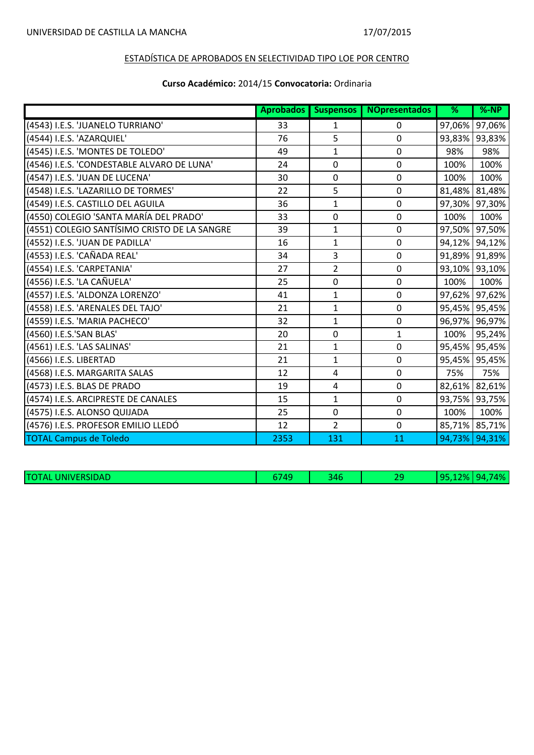UNIVERSIDAD DE CASTILLA LA MANCHA 17/07/2015

ESTADÍSTICA DE APROBADOS EN SELECTIVIDAD TIPO LOE POR CENTRO

**Curso Académico:** 2014/15 **Convocatoria:** Ordinaria

| | Aprobados | Suspensos | NOpresentados | % | %-NP |
|---|---|---|---|---|---|
| (4543) I.E.S. 'JUANELO TURRIANO' | 33 | 1 | 0 | 97,06% | 97,06% |
| (4544) I.E.S. 'AZARQUIEL' | 76 | 5 | 0 | 93,83% | 93,83% |
| (4545) I.E.S. 'MONTES DE TOLEDO' | 49 | 1 | 0 | 98% | 98% |
| (4546) I.E.S. 'CONDESTABLE ALVARO DE LUNA' | 24 | 0 | 0 | 100% | 100% |
| (4547) I.E.S. 'JUAN DE LUCENA' | 30 | 0 | 0 | 100% | 100% |
| (4548) I.E.S. 'LAZARILLO DE TORMES' | 22 | 5 | 0 | 81,48% | 81,48% |
| (4549) I.E.S. CASTILLO DEL AGUILA | 36 | 1 | 0 | 97,30% | 97,30% |
| (4550) COLEGIO 'SANTA MARÍA DEL PRADO' | 33 | 0 | 0 | 100% | 100% |
| (4551) COLEGIO SANTÍSIMO CRISTO DE LA SANGRE | 39 | 1 | 0 | 97,50% | 97,50% |
| (4552) I.E.S. 'JUAN DE PADILLA' | 16 | 1 | 0 | 94,12% | 94,12% |
| (4553) I.E.S. 'CAÑADA REAL' | 34 | 3 | 0 | 91,89% | 91,89% |
| (4554) I.E.S. 'CARPETANIA' | 27 | 2 | 0 | 93,10% | 93,10% |
| (4556) I.E.S. 'LA CAÑUELA' | 25 | 0 | 0 | 100% | 100% |
| (4557) I.E.S. 'ALDONZA LORENZO' | 41 | 1 | 0 | 97,62% | 97,62% |
| (4558) I.E.S. 'ARENALES DEL TAJO' | 21 | 1 | 0 | 95,45% | 95,45% |
| (4559) I.E.S. 'MARIA PACHECO' | 32 | 1 | 0 | 96,97% | 96,97% |
| (4560) I.E.S.'SAN BLAS' | 20 | 0 | 1 | 100% | 95,24% |
| (4561) I.E.S. 'LAS SALINAS' | 21 | 1 | 0 | 95,45% | 95,45% |
| (4566) I.E.S. LIBERTAD | 21 | 1 | 0 | 95,45% | 95,45% |
| (4568) I.E.S. MARGARITA SALAS | 12 | 4 | 0 | 75% | 75% |
| (4573) I.E.S. BLAS DE PRADO | 19 | 4 | 0 | 82,61% | 82,61% |
| (4574) I.E.S. ARCIPRESTE DE CANALES | 15 | 1 | 0 | 93,75% | 93,75% |
| (4575) I.E.S. ALONSO QUIJADA | 25 | 0 | 0 | 100% | 100% |
| (4576) I.E.S. PROFESOR EMILIO LLEDÓ | 12 | 2 | 0 | 85,71% | 85,71% |
| TOTAL Campus de Toledo | 2353 | 131 | 11 | 94,73% | 94,31% |

| | | | | | |
|---|---|---|---|---|---|
| TOTAL UNIVERSIDAD | 6749 | 346 | 29 | 95,12% | 94,74% |